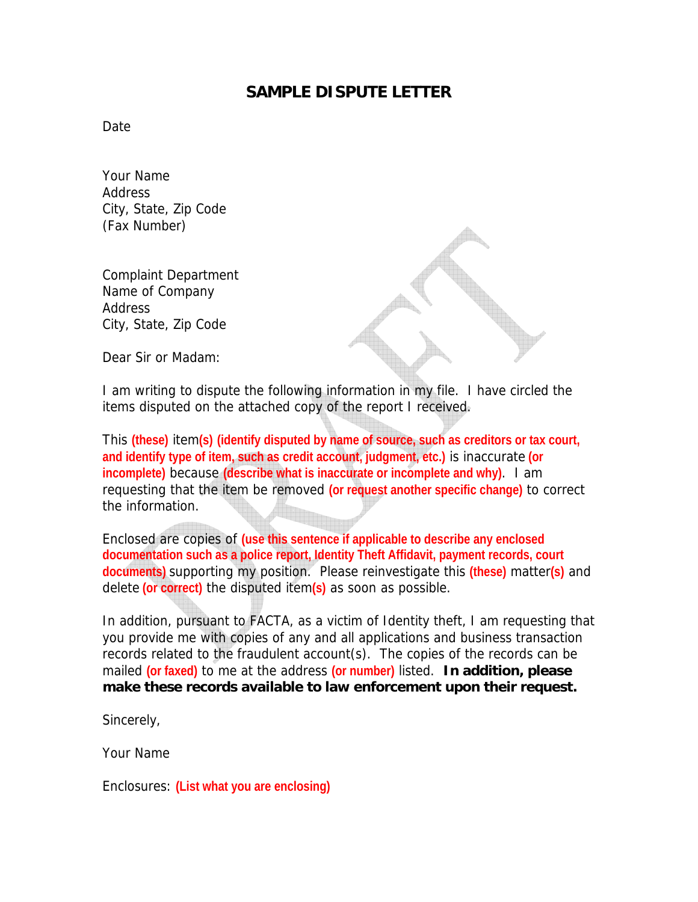# SAMPLE DISPUTE LETTER

Date

Your Name
Address
City, State, Zip Code
(Fax Number)

Complaint Department
Name of Company
Address
City, State, Zip Code

Dear Sir or Madam:

I am writing to dispute the following information in my file. I have circled the items disputed on the attached copy of the report I received.

This **(these)** item**(s)** **(identify disputed by name of source, such as creditors or tax court, and identify type of item, such as credit account, judgment, etc.)** is inaccurate **(or incomplete)** because **(describe what is inaccurate or incomplete and why)**. I am requesting that the item be removed **(or request another specific change)** to correct the information.

Enclosed are copies of **(use this sentence if applicable to describe any enclosed documentation such as a police report, Identity Theft Affidavit, payment records, court documents)** supporting my position. Please reinvestigate this **(these)** matter**(s)** and delete **(or correct)** the disputed item**(s)** as soon as possible.

In addition, pursuant to FACTA, as a victim of Identity theft, I am requesting that you provide me with copies of any and all applications and business transaction records related to the fraudulent account(s). The copies of the records can be mailed **(or faxed)** to me at the address **(or number)** listed. **In addition, please make these records available to law enforcement upon their request.**

Sincerely,

Your Name

Enclosures: **(List what you are enclosing)**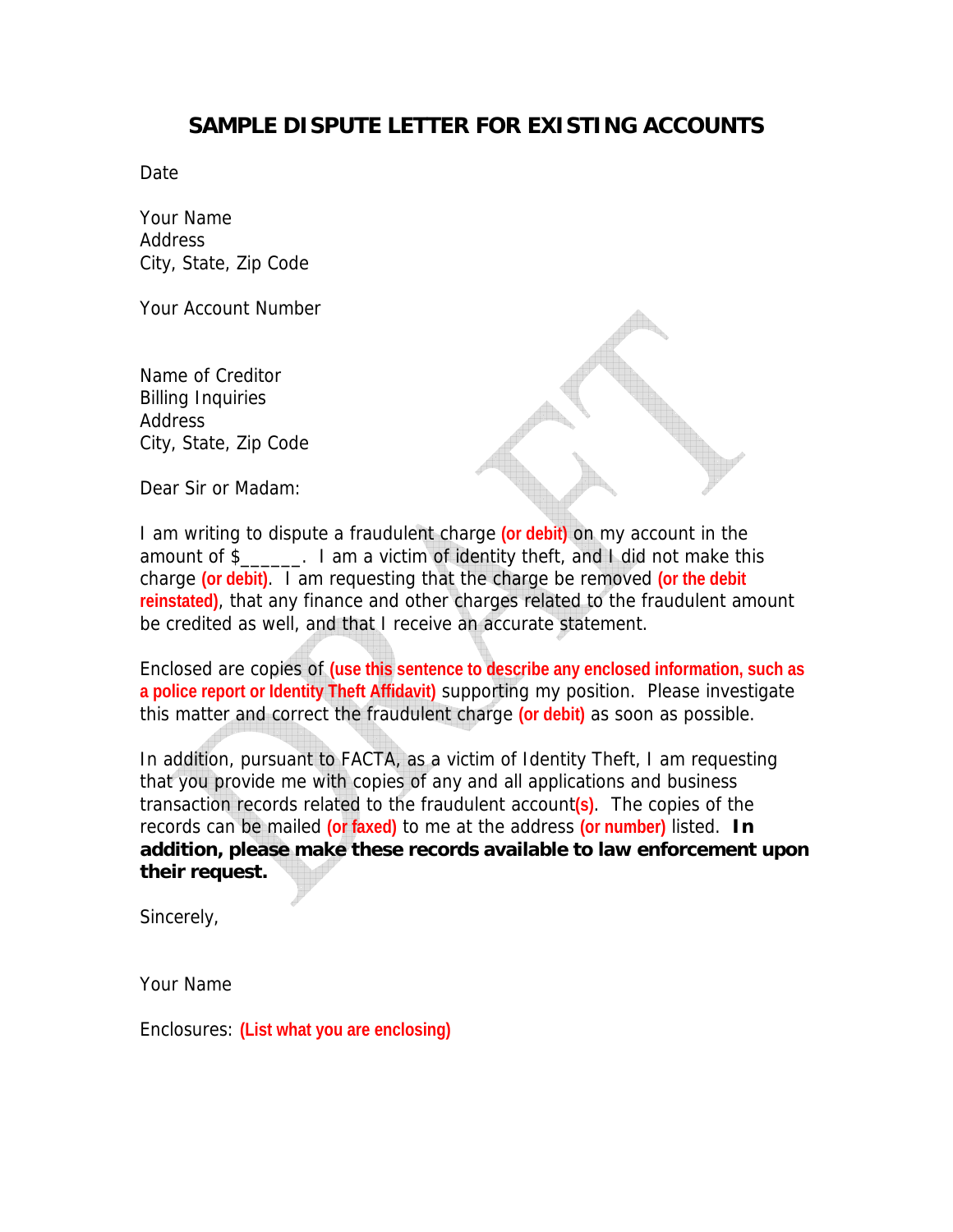# SAMPLE DISPUTE LETTER FOR EXISTING ACCOUNTS

Date

Your Name
Address
City, State, Zip Code

Your Account Number

Name of Creditor
Billing Inquiries
Address
City, State, Zip Code

Dear Sir or Madam:

I am writing to dispute a fraudulent charge **(or debit)** on my account in the amount of $______. I am a victim of identity theft, and I did not make this charge **(or debit)**. I am requesting that the charge be removed **(or the debit reinstated)**, that any finance and other charges related to the fraudulent amount be credited as well, and that I receive an accurate statement.

Enclosed are copies of **(use this sentence to describe any enclosed information, such as a police report or Identity Theft Affidavit)** supporting my position. Please investigate this matter and correct the fraudulent charge **(or debit)** as soon as possible.

In addition, pursuant to FACTA, as a victim of Identity Theft, I am requesting that you provide me with copies of any and all applications and business transaction records related to the fraudulent account**(s)**. The copies of the records can be mailed **(or faxed)** to me at the address **(or number)** listed. **In addition, please make these records available to law enforcement upon their request.**

Sincerely,

Your Name

Enclosures: **(List what you are enclosing)**